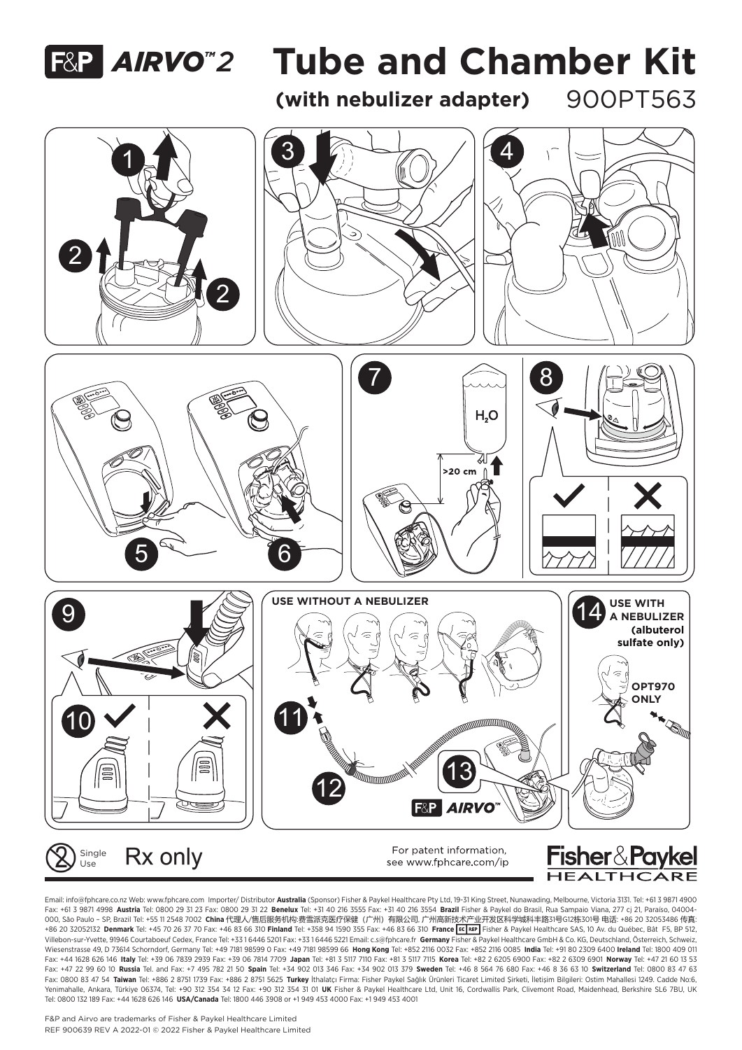# F&P AIRVO™ 2 Tube and Chamber Kit

**(with nebulizer adapter)** 900PT563

$H_2O$

>20 cm

USE WITHOUT A NEBULIZER

USE WITH A NEBULIZER **(albuterol sulfate only)**

OPT970 ONLY

F&P AIRVO™

Single Use

Rx only

For patent information, see www.fphcare.com/ip

Fisher & Paykel HEALTHCARE

Email: info@fphcare.co.nz Web: www.fphcare.com Importer/ Distributor **Australia** (Sponsor) Fisher & Paykel Healthcare Pty Ltd, 19-31 King Street, Nunawading, Melbourne, Victoria 3131. Tel: +61 3 9871 4900 Fax: +61 3 9871 4998 **Austria** Tel: 0800 29 31 23 Fax: 0800 29 31 22 **Benelux** Tel: +31 40 216 3555 Fax: +31 40 216 3554 **Brazil** Fisher & Paykel do Brasil, Rua Sampaio Viana, 277 cj 21, Paraíso, 04004-000, São Paulo – SP, Brazil Tel: +55 11 2548 7002 **China** 代理人/售后服务机构:费雪派克医疗保健（广州）有限公司, 广州高新技术产业开发区科学城科丰路31号G12栋301号 电话: +86 20 32053486 传真: +86 20 32052132 **Denmark** Tel: +45 70 26 37 70 Fax: +46 83 66 310 **Finland** Tel: +358 94 1590 355 Fax: +46 83 66 310 **France** EC REP Fisher & Paykel Healthcare SAS, 10 Av. du Québec, Bât F5, BP 512, Villebon-sur-Yvette, 91946 Courtaboeuf Cedex, France Tel: +33 1 6446 5201 Fax: +33 1 6446 5221 Email: c.s@fphcare.fr **Germany** Fisher & Paykel Healthcare GmbH & Co. KG, Deutschland, Österreich, Schweiz, Wiesenstrasse 49, D 73614 Schorndorf, Germany Tel: +49 7181 98599 0 Fax: +49 7181 98599 66 **Hong Kong** Tel: +852 2116 0032 Fax: +852 2116 0085 **India** Tel: +91 80 2309 6400 **Ireland** Tel: 1800 409 011 Fax: +44 1628 626 146 **Italy** Tel: +39 06 7839 2939 Fax: +39 06 7814 7709 **Japan** Tel: +81 3 5117 7110 Fax: +81 3 5117 7115 **Korea** Tel: +82 2 6205 6900 Fax: +82 2 6309 6901 **Norway** Tel: +47 21 60 13 53 Fax: +47 22 99 60 10 **Russia** Tel. and Fax: +7 495 782 21 50 **Spain** Tel: +34 902 013 346 Fax: +34 902 013 379 **Sweden** Tel: +46 8 564 76 680 Fax: +46 8 36 63 10 **Switzerland** Tel: 0800 83 47 63 Fax: 0800 83 47 54 **Taiwan** Tel: +886 2 8751 1739 Fax: +886 2 8751 5625 **Turkey** İthalatçı Firma: Fisher Paykel Sağlık Ürünleri Ticaret Limited Şirketi, İletişim Bilgileri: Ostim Mahallesi 1249. Cadde No:6, Yenimahalle, Ankara, Türkiye 06374, Tel: +90 312 354 34 12 Fax: +90 312 354 31 01 **UK** Fisher & Paykel Healthcare Ltd, Unit 16, Cordwallis Park, Clivemont Road, Maidenhead, Berkshire SL6 7BU, UK Tel: 0800 132 189 Fax: +44 1628 626 146 **USA/Canada** Tel: 1800 446 3908 or +1 949 453 4000 Fax: +1 949 453 4001

F&P and Airvo are trademarks of Fisher & Paykel Healthcare Limited

REF 900639 REV A 2022-01 © 2022 Fisher & Paykel Healthcare Limited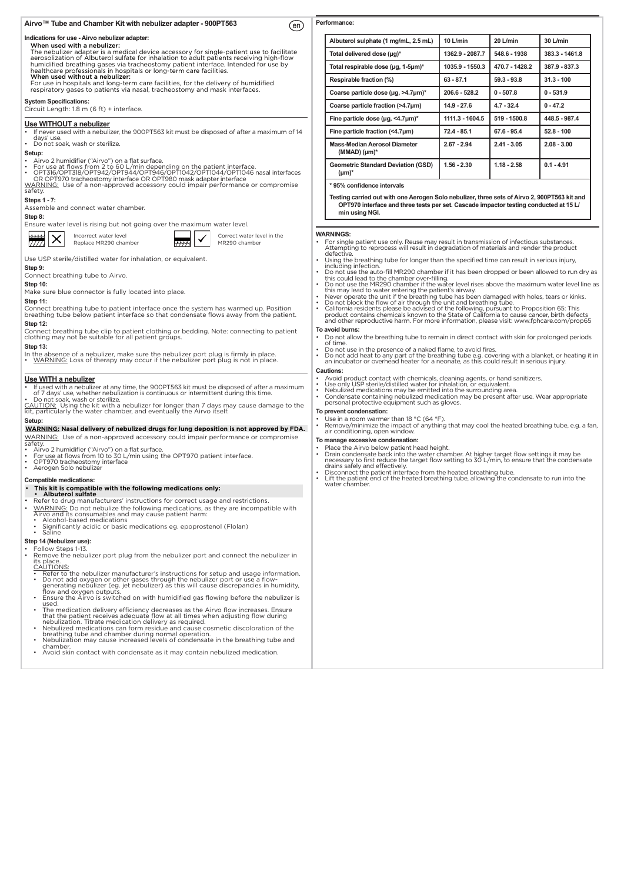# Airvo™ Tube and Chamber Kit with nebulizer adapter - 900PT563

en

**Indications for use - Airvo nebulizer adapter:**

**When used with a nebulizer:**
The nebulizer adapter is a medical device accessory for single-patient use to facilitate aerosolization of Albuterol sulfate for inhalation to adult patients receiving high-flow humidified breathing gases via tracheostomy patient interface. Intended for use by healthcare professionals in hospitals or long-term care facilities.

**When used without a nebulizer:**
For use in hospitals and long-term care facilities, for the delivery of humidified respiratory gases to patients via nasal, tracheostomy and mask interfaces.

**System Specifications:**
Circuit Length: 1.8 m (6 ft) + interface.

## Use WITHOUT a nebulizer

- If never used with a nebulizer, the 900PT563 kit must be disposed of after a maximum of 14 days' use.
- Do not soak, wash or sterilize.

**Setup:**

- Airvo 2 humidifier ("Airvo") on a flat surface.
- For use at flows from 2 to 60 L/min depending on the patient interface.
- OPT316/OPT318/OPT942/OPT944/OPT946/OPT1042/OPT1044/OPT1046 nasal interfaces OR OPT970 tracheostomy interface OR OPT980 mask adapter interface

WARNING: Use of a non-approved accessory could impair performance or compromise safety.

**Steps 1 - 7:**
Assemble and connect water chamber.

**Step 8:**
Ensure water level is rising but not going over the maximum water level.

Incorrect water level Replace MR290 chamber

Correct water level in the MR290 chamber

Use USP sterile/distilled water for inhalation, or equivalent.

**Step 9:**
Connect breathing tube to Airvo.

**Step 10:**
Make sure blue connector is fully located into place.

**Step 11:**
Connect breathing tube to patient interface once the system has warmed up. Position breathing tube below patient interface so that condensate flows away from the patient.

**Step 12:**
Connect breathing tube clip to patient clothing or bedding. Note: connecting to patient clothing may not be suitable for all patient groups.

**Step 13:**
In the absence of a nebulizer, make sure the nebulizer port plug is firmly in place.

- WARNING: Loss of therapy may occur if the nebulizer port plug is not in place.

## Use WITH a nebulizer

- If used with a nebulizer at any time, the 900PT563 kit must be disposed of after a maximum of 7 days' use, whether nebulization is continuous or intermittent during this time.
- Do not soak, wash or sterilize.

CAUTION: Using the kit with a nebulizer for longer than 7 days may cause damage to the kit, particularly the water chamber, and eventually the Airvo itself.

**Setup:**

**WARNING: Nasal delivery of nebulized drugs for lung deposition is not approved by FDA.**

WARNING: Use of a non-approved accessory could impair performance or compromise safety.

- Airvo 2 humidifier ("Airvo") on a flat surface.
- For use at flows from 10 to 30 L/min using the OPT970 patient interface.
- OPT970 tracheostomy interface
- Aerogen Solo nebulizer

**Compatible medications:**

- **This kit is compatible with the following medications only:**
  - **Albuterol sulfate**
- Refer to drug manufacturers' instructions for correct usage and restrictions.
- WARNING: Do not nebulize the following medications, as they are incompatible with Airvo and its consumables and may cause patient harm:
  - Alcohol-based medications
  - Significantly acidic or basic medications eg. epoprostenol (Flolan)
  - Saline

**Step 14 (Nebulizer use):**

- Follow Steps 1-13.
- Remove the nebulizer port plug from the nebulizer port and connect the nebulizer in its place.

  CAUTIONS:
  - Refer to the nebulizer manufacturer's instructions for setup and usage information.
  - Do not add oxygen or other gases through the nebulizer port or use a flow-generating nebulizer (eg. jet nebulizer) as this will cause discrepancies in humidity, flow and oxygen outputs.
  - Ensure the Airvo is switched on with humidified gas flowing before the nebulizer is used.
  - The medication delivery efficiency decreases as the Airvo flow increases. Ensure that the patient receives adequate flow at all times when adjusting flow during nebulization. Titrate medication delivery as required.
  - Nebulized medications can form residue and cause cosmetic discoloration of the breathing tube and chamber during normal operation.
  - Nebulization may cause increased levels of condensate in the breathing tube and chamber.
  - Avoid skin contact with condensate as it may contain nebulized medication.

**Performance:**

| Albuterol sulphate (1 mg/mL, 2.5 mL) | 10 L/min | 20 L/min | 30 L/min |
|---|---|---|---|
| Total delivered dose (µg)* | 1362.9 - 2087.7 | 548.6 - 1938 | 383.3 - 1461.8 |
| Total respirable dose (µg, 1-5µm)* | 1035.9 - 1550.3 | 470.7 - 1428.2 | 387.9 - 837.3 |
| Respirable fraction (%) | 63 - 87.1 | 59.3 - 93.8 | 31.3 - 100 |
| Coarse particle dose (µg, >4.7µm)* | 206.6 - 528.2 | 0 - 507.8 | 0 - 531.9 |
| Coarse particle fraction (>4.7µm) | 14.9 - 27.6 | 4.7 - 32.4 | 0 - 47.2 |
| Fine particle dose (µg, <4.7µm)* | 1111.3 - 1604.5 | 519 - 1500.8 | 448.5 - 987.4 |
| Fine particle fraction (<4.7µm) | 72.4 - 85.1 | 67.6 - 95.4 | 52.8 - 100 |
| Mass-Median Aerosol Diameter (MMAD) (µm)* | 2.67 - 2.94 | 2.41 - 3.05 | 2.08 - 3.00 |
| Geometric Standard Deviation (GSD) (µm)* | 1.56 - 2.30 | 1.18 - 2.58 | 0.1 - 4.91 |

**\* 95% confidence intervals**

**Testing carried out with one Aerogen Solo nebulizer, three sets of Airvo 2, 900PT563 kit and OPT970 interface and three tests per set. Cascade impactor testing conducted at 15 L/min using NGI.**

**WARNINGS:**

- For single patient use only. Reuse may result in transmission of infectious substances. Attempting to reprocess will result in degradation of materials and render the product defective.
- Using the breathing tube for longer than the specified time can result in serious injury, including infection.
- Do not use the auto-fill MR290 chamber if it has been dropped or been allowed to run dry as this could lead to the chamber over-filling.
- Do not use the MR290 chamber if the water level rises above the maximum water level line as this may lead to water entering the patient's airway.
- Never operate the unit if the breathing tube has been damaged with holes, tears or kinks.
- Do not block the flow of air through the unit and breathing tube.
- California residents please be advised of the following, pursuant to Proposition 65: This product contains chemicals known to the State of California to cause cancer, birth defects and other reproductive harm. For more information, please visit: www.fphcare.com/prop65

**To avoid burns:**

- Do not allow the breathing tube to remain in direct contact with skin for prolonged periods of time.
- Do not use in the presence of a naked flame, to avoid fires.
- Do not add heat to any part of the breathing tube e.g. covering with a blanket, or heating it in an incubator or overhead heater for a neonate, as this could result in serious injury.

**Cautions:**

- Avoid product contact with chemicals, cleaning agents, or hand sanitizers.
- Use only USP sterile/distilled water for inhalation, or equivalent.
- Nebulized medications may be emitted into the surrounding area.
- Condensate containing nebulized medication may be present after use. Wear appropriate personal protective equipment such as gloves.

**To prevent condensation:**

- Use in a room warmer than 18 °C (64 °F).
- Remove/minimize the impact of anything that may cool the heated breathing tube, e.g. a fan, air conditioning, open window.

**To manage excessive condensation:**

- Place the Airvo below patient head height.
- Drain condensate back into the water chamber. At higher target flow settings it may be necessary to first reduce the target flow setting to 30 L/min, to ensure that the condensate drains safely and effectively.
- Disconnect the patient interface from the heated breathing tube.
- Lift the patient end of the heated breathing tube, allowing the condensate to run into the water chamber.